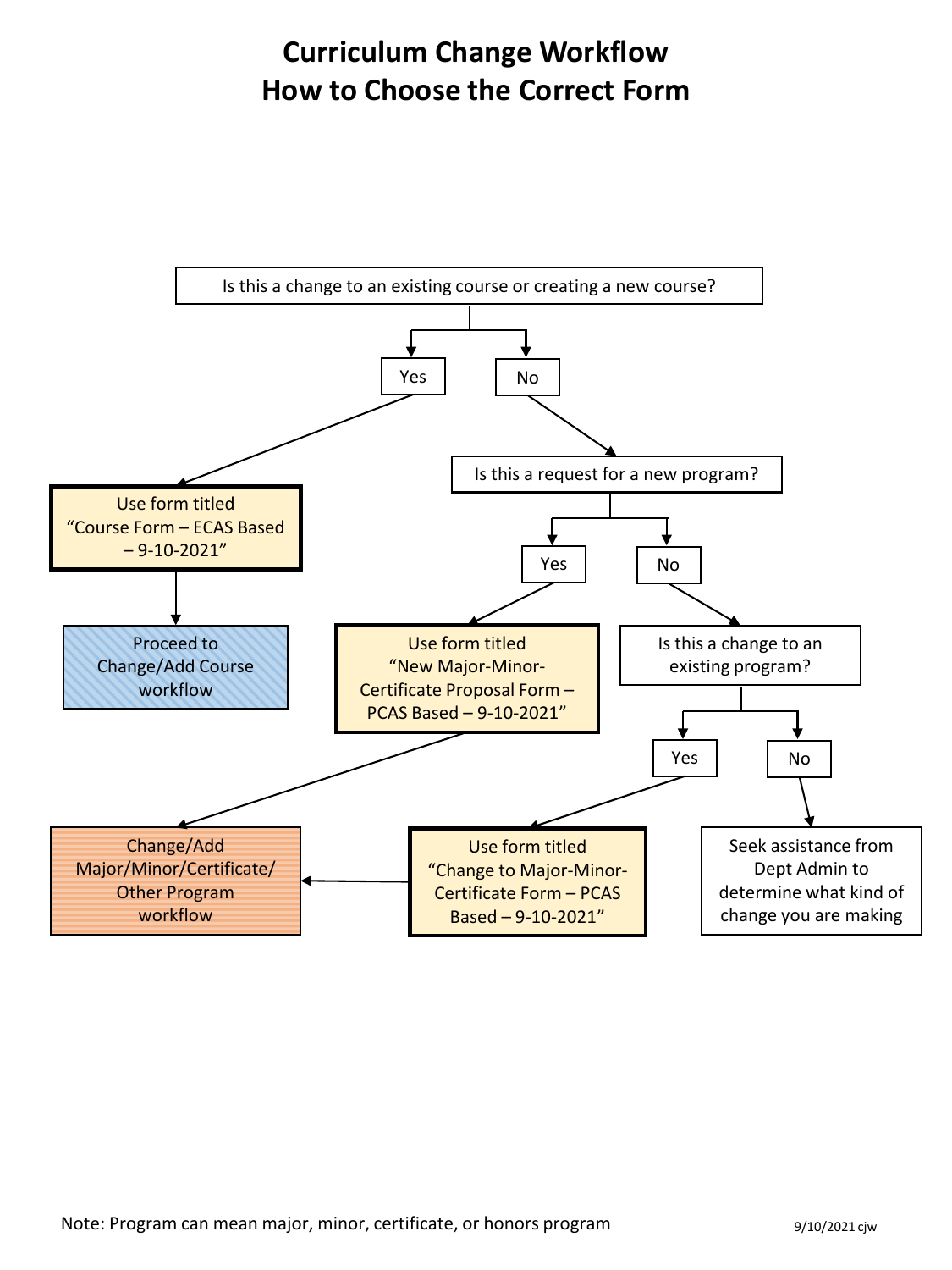# Curriculum Change Workflow
# How to Choose the Correct Form

Is this a change to an existing course or creating a new course?

- **Yes** → Use form titled "Course Form – ECAS Based – 9-10-2021" → Proceed to Change/Add Course workflow
- **No** → Is this a request for a new program?
  - **Yes** → Use form titled "New Major-Minor-Certificate Proposal Form – PCAS Based – 9-10-2021" → Change/Add Major/Minor/Certificate/ Other Program workflow
  - **No** → Is this a change to an existing program?
    - **Yes** → Use form titled "Change to Major-Minor-Certificate Form – PCAS Based – 9-10-2021" → Change/Add Major/Minor/Certificate/ Other Program workflow
    - **No** → Seek assistance from Dept Admin to determine what kind of change you are making

Note: Program can mean major, minor, certificate, or honors program

9/10/2021 cjw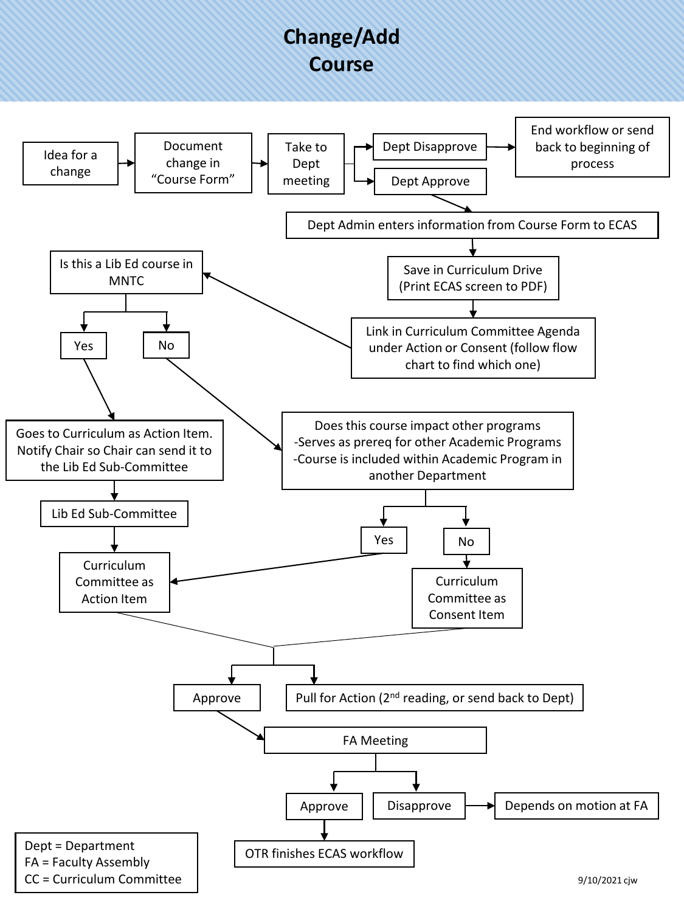# Change/Add Course

Idea for a change → Document change in "Course Form" → Take to Dept meeting

- Dept Disapprove → End workflow or send back to beginning of process
- Dept Approve → Dept Admin enters information from Course Form to ECAS

Dept Admin enters information from Course Form to ECAS → Save in Curriculum Drive (Print ECAS screen to PDF) → Link in Curriculum Committee Agenda under Action or Consent (follow flow chart to find which one) → Is this a Lib Ed course in MNTC

Is this a Lib Ed course in MNTC

- Yes → Goes to Curriculum as Action Item. Notify Chair so Chair can send it to the Lib Ed Sub-Committee → Lib Ed Sub-Committee → Curriculum Committee as Action Item
- No → Does this course impact other programs
  - -Serves as prereq for other Academic Programs
  - -Course is included within Academic Program in another Department
    - Yes → Curriculum Committee as Action Item
    - No → Curriculum Committee as Consent Item

Curriculum Committee as Action Item / Curriculum Committee as Consent Item →

- Approve → FA Meeting
- Pull for Action (2nd reading, or send back to Dept)

FA Meeting

- Approve → OTR finishes ECAS workflow
- Disapprove → Depends on motion at FA

Dept = Department
FA = Faculty Assembly
CC = Curriculum Committee

9/10/2021 cjw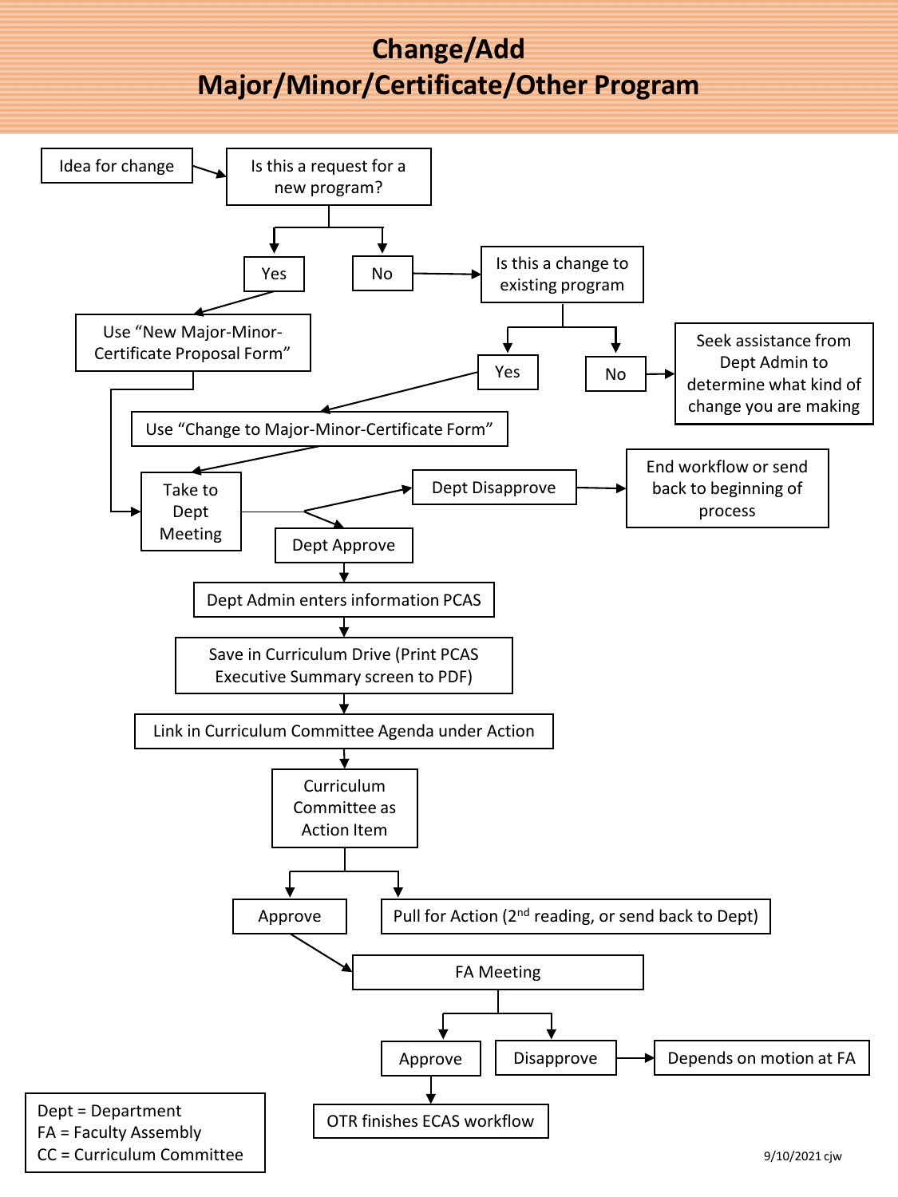# Change/Add Major/Minor/Certificate/Other Program

Idea for change

Is this a request for a new program?

Yes

No

Use "New Major-Minor-Certificate Proposal Form"

Is this a change to existing program

Yes

No

Seek assistance from Dept Admin to determine what kind of change you are making

Use "Change to Major-Minor-Certificate Form"

Take to Dept Meeting

Dept Disapprove

End workflow or send back to beginning of process

Dept Approve

Dept Admin enters information PCAS

Save in Curriculum Drive (Print PCAS Executive Summary screen to PDF)

Link in Curriculum Committee Agenda under Action

Curriculum Committee as Action Item

Approve

Pull for Action (2nd reading, or send back to Dept)

FA Meeting

Approve

Disapprove

Depends on motion at FA

OTR finishes ECAS workflow

Dept = Department
FA = Faculty Assembly
CC = Curriculum Committee

9/10/2021 cjw